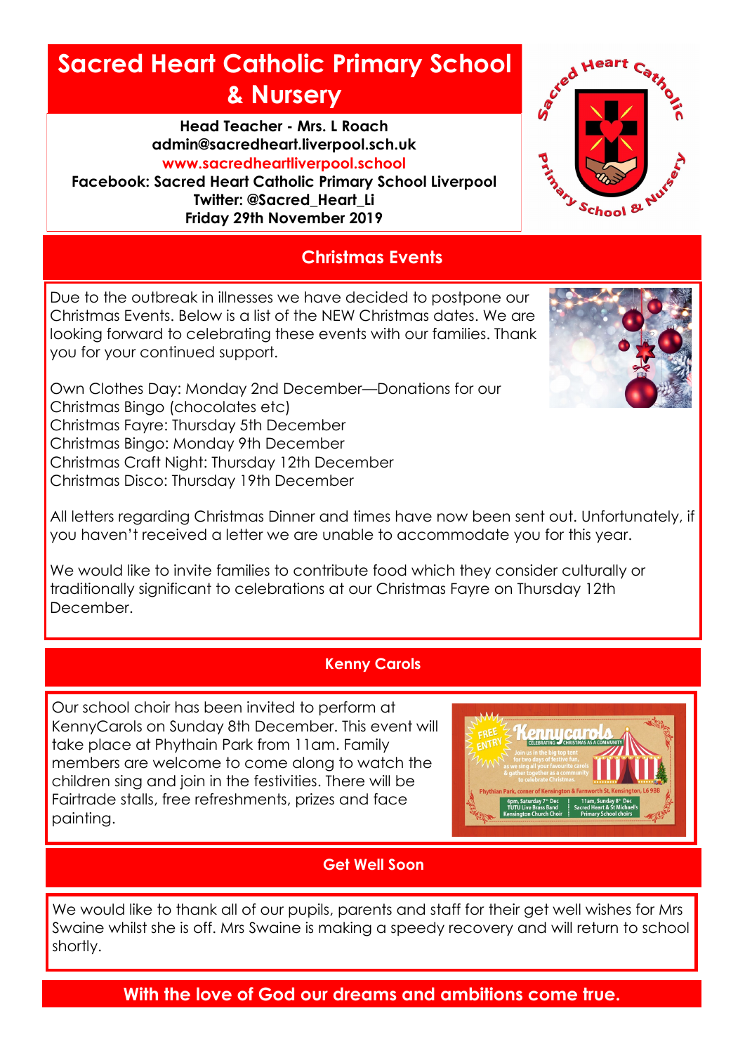# Sacred Heart Catholic Primary School & Nursery

**Head Teacher - Mrs. L Roach**
**admin@sacredheart.liverpool.sch.uk**
**www.sacredheartliverpool.school**
**Facebook: Sacred Heart Catholic Primary School Liverpool**
**Twitter: @Sacred_Heart_Li**
**Friday 29th November 2019**

## Christmas Events

Due to the outbreak in illnesses we have decided to postpone our Christmas Events. Below is a list of the NEW Christmas dates. We are looking forward to celebrating these events with our families. Thank you for your continued support.

Own Clothes Day: Monday 2nd December—Donations for our Christmas Bingo (chocolates etc)
Christmas Fayre: Thursday 5th December
Christmas Bingo: Monday 9th December
Christmas Craft Night: Thursday 12th December
Christmas Disco: Thursday 19th December

All letters regarding Christmas Dinner and times have now been sent out. Unfortunately, if you haven't received a letter we are unable to accommodate you for this year.

We would like to invite families to contribute food which they consider culturally or traditionally significant to celebrations at our Christmas Fayre on Thursday 12th December.

## Kenny Carols

Our school choir has been invited to perform at KennyCarols on Sunday 8th December. This event will take place at Phythain Park from 11am. Family members are welcome to come along to watch the children sing and join in the festivities. There will be Fairtrade stalls, free refreshments, prizes and face painting.

## Get Well Soon

We would like to thank all of our pupils, parents and staff for their get well wishes for Mrs Swaine whilst she is off. Mrs Swaine is making a speedy recovery and will return to school shortly.

**With the love of God our dreams and ambitions come true.**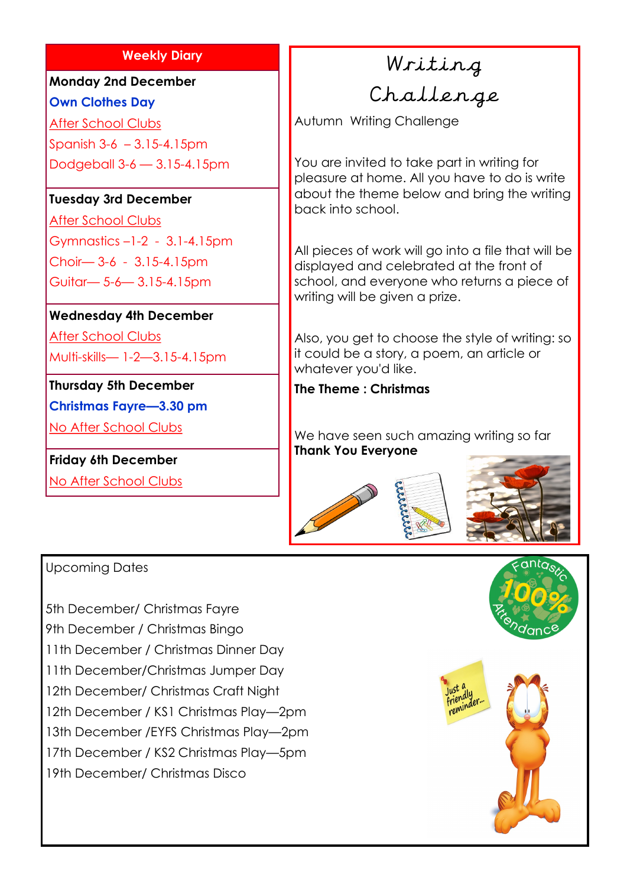## Weekly Diary

**Monday 2nd December**

**Own Clothes Day**

After School Clubs

Spanish 3-6 – 3.15-4.15pm

Dodgeball 3-6 — 3.15-4.15pm

**Tuesday 3rd December**

After School Clubs

Gymnastics –1-2 - 3.1-4.15pm

Choir— 3-6 - 3.15-4.15pm

Guitar— 5-6— 3.15-4.15pm

**Wednesday 4th December**

After School Clubs

Multi-skills— 1-2—3.15-4.15pm

**Thursday 5th December**

**Christmas Fayre—3.30 pm**

No After School Clubs

**Friday 6th December**

No After School Clubs

## Writing Challenge

Autumn Writing Challenge

You are invited to take part in writing for pleasure at home. All you have to do is write about the theme below and bring the writing back into school.

All pieces of work will go into a file that will be displayed and celebrated at the front of school, and everyone who returns a piece of writing will be given a prize.

Also, you get to choose the style of writing: so it could be a story, a poem, an article or whatever you'd like.

**The Theme : Christmas**

We have seen such amazing writing so far

**Thank You Everyone**

Upcoming Dates

5th December/ Christmas Fayre

9th December / Christmas Bingo

11th December / Christmas Dinner Day

11th December/Christmas Jumper Day

12th December/ Christmas Craft Night

12th December / KS1 Christmas Play—2pm

13th December /EYFS Christmas Play—2pm

17th December / KS2 Christmas Play—5pm

19th December/ Christmas Disco